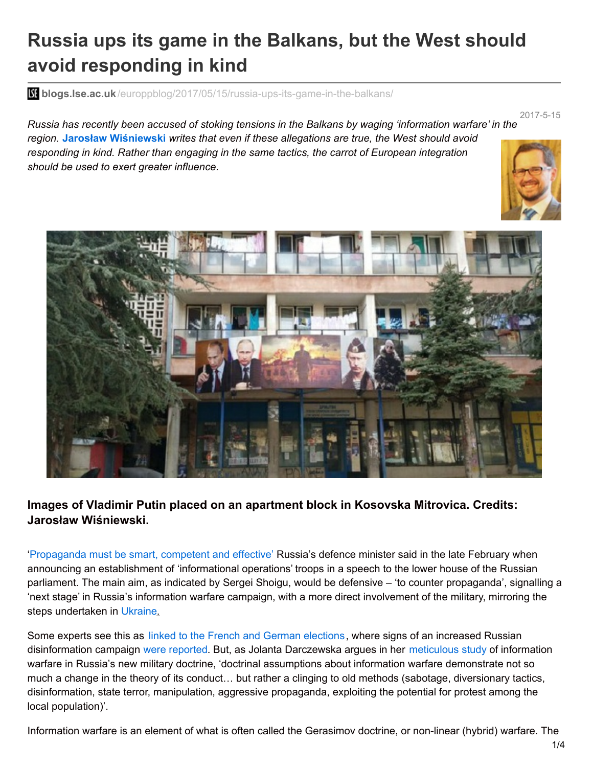# Russia ups its game in the Balkans, but the West should avoid responding in kind

blogs.lse.ac.uk/europpblog/2017/05/15/russia-ups-its-game-in-the-balkans/

2017-5-15

*Russia has recently been accused of stoking tensions in the Balkans by waging 'information warfare' in the region.* **Jarosław Wiśniewski** *writes that even if these allegations are true, the West should avoid responding in kind. Rather than engaging in the same tactics, the carrot of European integration should be used to exert greater influence.*

**Images of Vladimir Putin placed on an apartment block in Kosovska Mitrovica. Credits: Jarosław Wiśniewski.**

'Propaganda must be smart, competent and effective' Russia's defence minister said in the late February when announcing an establishment of 'informational operations' troops in a speech to the lower house of the Russian parliament. The main aim, as indicated by Sergei Shoigu, would be defensive – 'to counter propaganda', signalling a 'next stage' in Russia's information warfare campaign, with a more direct involvement of the military, mirroring the steps undertaken in Ukraine.

Some experts see this as linked to the French and German elections, where signs of an increased Russian disinformation campaign were reported. But, as Jolanta Darczewska argues in her meticulous study of information warfare in Russia's new military doctrine, 'doctrinal assumptions about information warfare demonstrate not so much a change in the theory of its conduct… but rather a clinging to old methods (sabotage, diversionary tactics, disinformation, state terror, manipulation, aggressive propaganda, exploiting the potential for protest among the local population)'.

Information warfare is an element of what is often called the Gerasimov doctrine, or non-linear (hybrid) warfare. The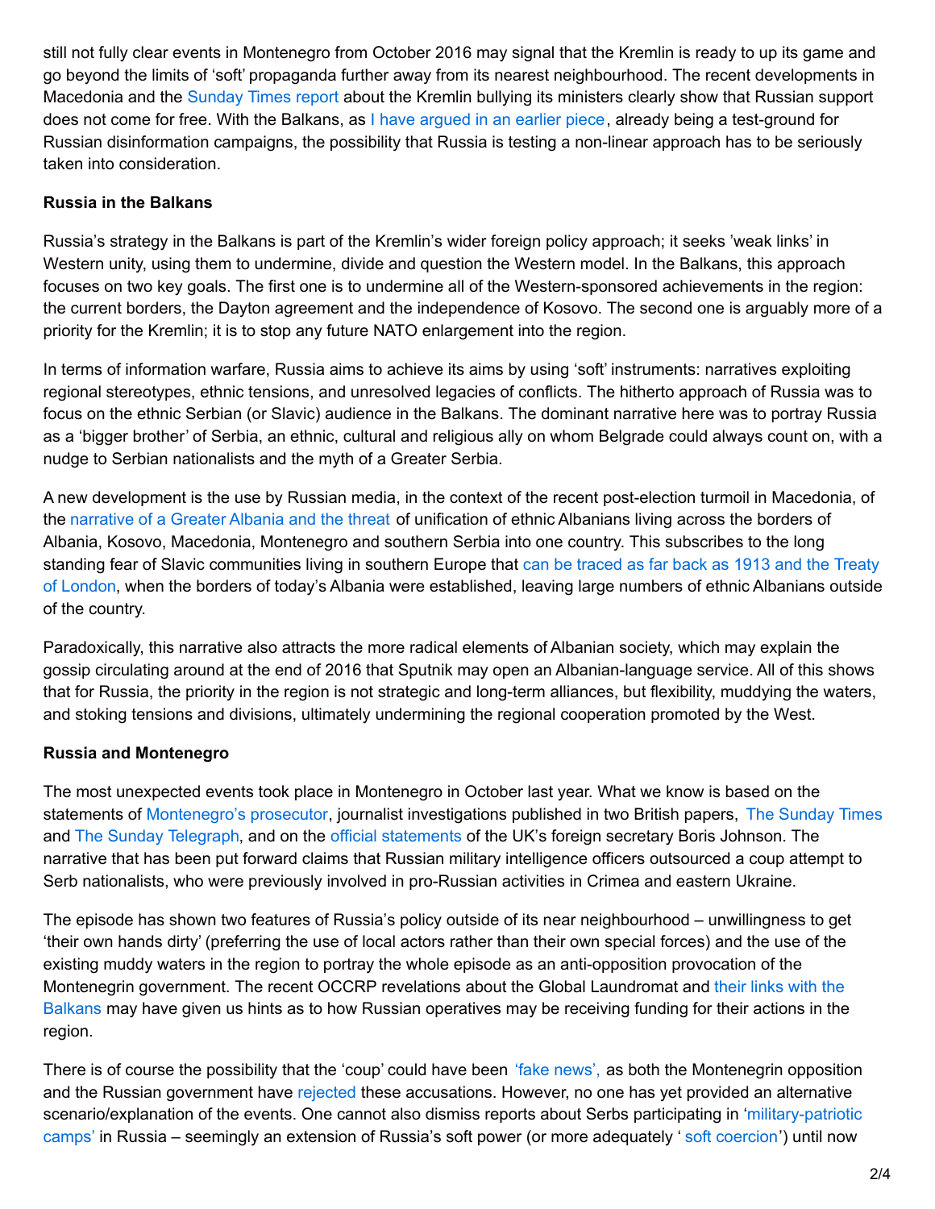still not fully clear events in Montenegro from October 2016 may signal that the Kremlin is ready to up its game and go beyond the limits of 'soft' propaganda further away from its nearest neighbourhood. The recent developments in Macedonia and the Sunday Times report about the Kremlin bullying its ministers clearly show that Russian support does not come for free. With the Balkans, as I have argued in an earlier piece, already being a test-ground for Russian disinformation campaigns, the possibility that Russia is testing a non-linear approach has to be seriously taken into consideration.

**Russia in the Balkans**

Russia's strategy in the Balkans is part of the Kremlin's wider foreign policy approach; it seeks 'weak links' in Western unity, using them to undermine, divide and question the Western model. In the Balkans, this approach focuses on two key goals. The first one is to undermine all of the Western-sponsored achievements in the region: the current borders, the Dayton agreement and the independence of Kosovo. The second one is arguably more of a priority for the Kremlin; it is to stop any future NATO enlargement into the region.

In terms of information warfare, Russia aims to achieve its aims by using 'soft' instruments: narratives exploiting regional stereotypes, ethnic tensions, and unresolved legacies of conflicts. The hitherto approach of Russia was to focus on the ethnic Serbian (or Slavic) audience in the Balkans. The dominant narrative here was to portray Russia as a 'bigger brother' of Serbia, an ethnic, cultural and religious ally on whom Belgrade could always count on, with a nudge to Serbian nationalists and the myth of a Greater Serbia.

A new development is the use by Russian media, in the context of the recent post-election turmoil in Macedonia, of the narrative of a Greater Albania and the threat of unification of ethnic Albanians living across the borders of Albania, Kosovo, Macedonia, Montenegro and southern Serbia into one country. This subscribes to the long standing fear of Slavic communities living in southern Europe that can be traced as far back as 1913 and the Treaty of London, when the borders of today's Albania were established, leaving large numbers of ethnic Albanians outside of the country.

Paradoxically, this narrative also attracts the more radical elements of Albanian society, which may explain the gossip circulating around at the end of 2016 that Sputnik may open an Albanian-language service. All of this shows that for Russia, the priority in the region is not strategic and long-term alliances, but flexibility, muddying the waters, and stoking tensions and divisions, ultimately undermining the regional cooperation promoted by the West.

**Russia and Montenegro**

The most unexpected events took place in Montenegro in October last year. What we know is based on the statements of Montenegro's prosecutor, journalist investigations published in two British papers, The Sunday Times and The Sunday Telegraph, and on the official statements of the UK's foreign secretary Boris Johnson. The narrative that has been put forward claims that Russian military intelligence officers outsourced a coup attempt to Serb nationalists, who were previously involved in pro-Russian activities in Crimea and eastern Ukraine.

The episode has shown two features of Russia's policy outside of its near neighbourhood – unwillingness to get 'their own hands dirty' (preferring the use of local actors rather than their own special forces) and the use of the existing muddy waters in the region to portray the whole episode as an anti-opposition provocation of the Montenegrin government. The recent OCCRP revelations about the Global Laundromat and their links with the Balkans may have given us hints as to how Russian operatives may be receiving funding for their actions in the region.

There is of course the possibility that the 'coup' could have been 'fake news', as both the Montenegrin opposition and the Russian government have rejected these accusations. However, no one has yet provided an alternative scenario/explanation of the events. One cannot also dismiss reports about Serbs participating in 'military-patriotic camps' in Russia – seemingly an extension of Russia's soft power (or more adequately ' soft coercion') until now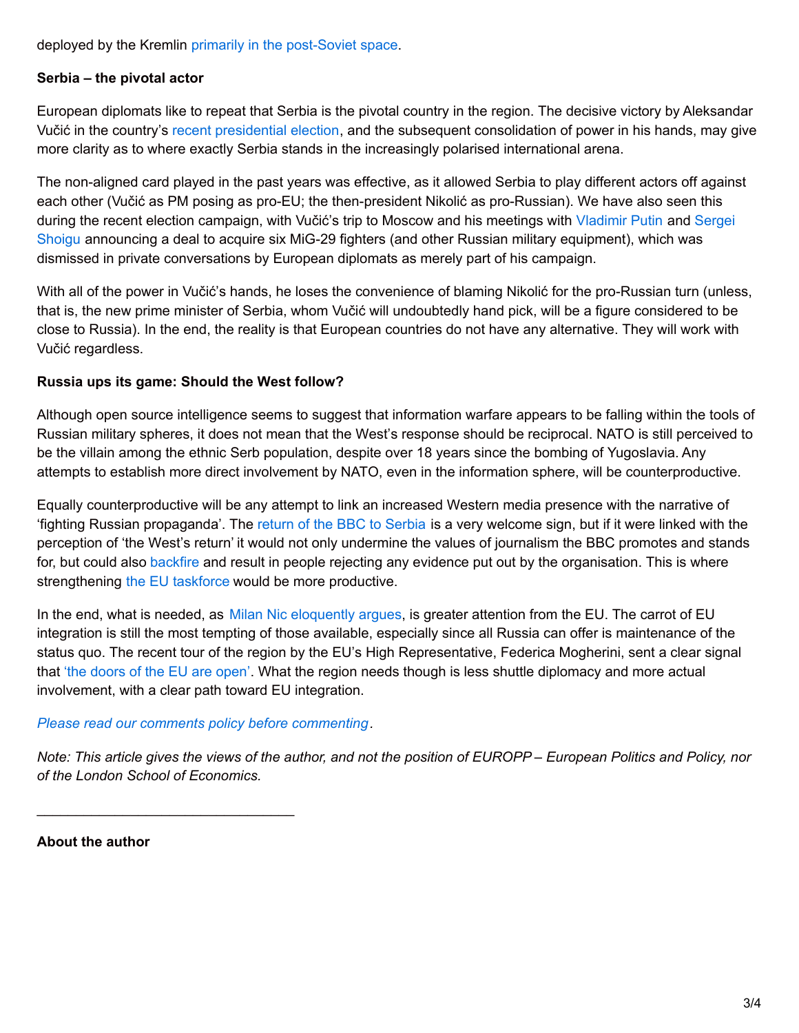deployed by the Kremlin primarily in the post-Soviet space.

**Serbia – the pivotal actor**

European diplomats like to repeat that Serbia is the pivotal country in the region. The decisive victory by Aleksandar Vučić in the country's recent presidential election, and the subsequent consolidation of power in his hands, may give more clarity as to where exactly Serbia stands in the increasingly polarised international arena.

The non-aligned card played in the past years was effective, as it allowed Serbia to play different actors off against each other (Vučić as PM posing as pro-EU; the then-president Nikolić as pro-Russian). We have also seen this during the recent election campaign, with Vučić's trip to Moscow and his meetings with Vladimir Putin and Sergei Shoigu announcing a deal to acquire six MiG-29 fighters (and other Russian military equipment), which was dismissed in private conversations by European diplomats as merely part of his campaign.

With all of the power in Vučić's hands, he loses the convenience of blaming Nikolić for the pro-Russian turn (unless, that is, the new prime minister of Serbia, whom Vučić will undoubtedly hand pick, will be a figure considered to be close to Russia). In the end, the reality is that European countries do not have any alternative. They will work with Vučić regardless.

**Russia ups its game: Should the West follow?**

Although open source intelligence seems to suggest that information warfare appears to be falling within the tools of Russian military spheres, it does not mean that the West's response should be reciprocal. NATO is still perceived to be the villain among the ethnic Serb population, despite over 18 years since the bombing of Yugoslavia. Any attempts to establish more direct involvement by NATO, even in the information sphere, will be counterproductive.

Equally counterproductive will be any attempt to link an increased Western media presence with the narrative of 'fighting Russian propaganda'. The return of the BBC to Serbia is a very welcome sign, but if it were linked with the perception of 'the West's return' it would not only undermine the values of journalism the BBC promotes and stands for, but could also backfire and result in people rejecting any evidence put out by the organisation. This is where strengthening the EU taskforce would be more productive.

In the end, what is needed, as Milan Nic eloquently argues, is greater attention from the EU. The carrot of EU integration is still the most tempting of those available, especially since all Russia can offer is maintenance of the status quo. The recent tour of the region by the EU's High Representative, Federica Mogherini, sent a clear signal that 'the doors of the EU are open'. What the region needs though is less shuttle diplomacy and more actual involvement, with a clear path toward EU integration.

*Please read our comments policy before commenting.*

*Note: This article gives the views of the author, and not the position of EUROPP – European Politics and Policy, nor of the London School of Economics.*

---

**About the author**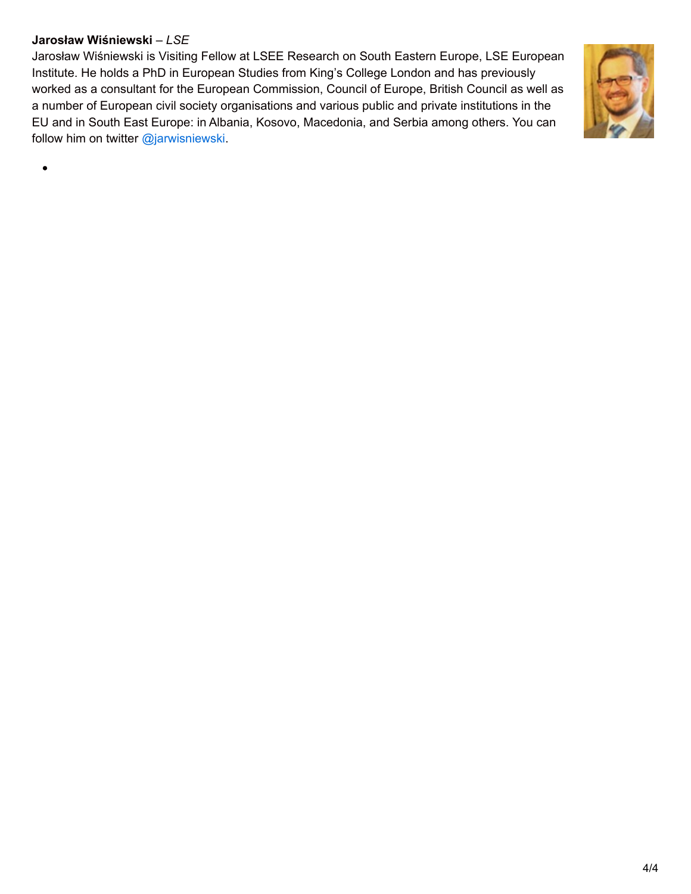**Jarosław Wiśniewski** – *LSE*

Jarosław Wiśniewski is Visiting Fellow at LSEE Research on South Eastern Europe, LSE European Institute. He holds a PhD in European Studies from King's College London and has previously worked as a consultant for the European Commission, Council of Europe, British Council as well as a number of European civil society organisations and various public and private institutions in the EU and in South East Europe: in Albania, Kosovo, Macedonia, and Serbia among others. You can follow him on twitter @jarwisniewski.